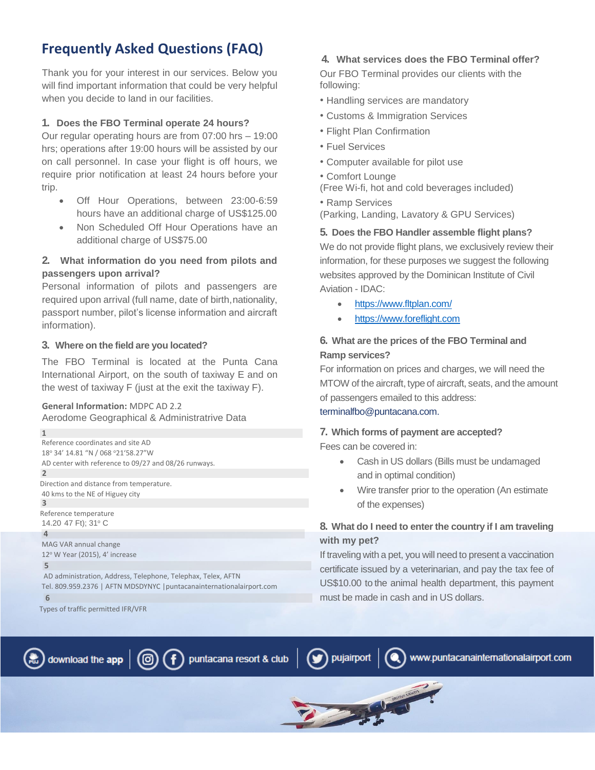# Frequently Asked Questions (FAQ)

Thank you for your interest in our services. Below you will find important information that could be very helpful when you decide to land in our facilities.

### 1. Does the FBO Terminal operate 24 hours?

Our regular operating hours are from 07:00 hrs – 19:00 hrs; operations after 19:00 hours will be assisted by our on call personnel. In case your flight is off hours, we require prior notification at least 24 hours before your trip.

- Off Hour Operations, between 23:00-6:59 hours have an additional charge of US$125.00
- Non Scheduled Off Hour Operations have an additional charge of US$75.00

### 2. What information do you need from pilots and passengers upon arrival?

Personal information of pilots and passengers are required upon arrival (full name, date of birth, nationality, passport number, pilot's license information and aircraft information).

### 3. Where on the field are you located?

The FBO Terminal is located at the Punta Cana International Airport, on the south of taxiway E and on the west of taxiway F (just at the exit the taxiway F).

**General Information:** MDPC AD 2.2
Aerodome Geographical & Administratrive Data

**1**
Reference coordinates and site AD
18º 34' 14.81 "N / 068 º21'58.27"W
AD center with reference to 09/27 and 08/26 runways.

**2**
Direction and distance from temperature.
40 kms to the NE of Higuey city

**3**
Reference temperature
14.20 47 Ft); 31º C

**4**
MAG VAR annual change
12º W Year (2015), 4' increase

**5**
AD administration, Address, Telephone, Telephax, Telex, AFTN
Tel. 809.959.2376 | AFTN MDSDYNYC |puntacanainternationalairport.com

**6**
Types of traffic permitted IFR/VFR

### 4. What services does the FBO Terminal offer?

Our FBO Terminal provides our clients with the following:

- Handling services are mandatory
- Customs & Immigration Services
- Flight Plan Confirmation
- Fuel Services
- Computer available for pilot use
- Comfort Lounge
(Free Wi-fi, hot and cold beverages included)
- Ramp Services
(Parking, Landing, Lavatory & GPU Services)

### 5. Does the FBO Handler assemble flight plans?

We do not provide flight plans, we exclusively review their information, for these purposes we suggest the following websites approved by the Dominican Institute of Civil Aviation - IDAC:

- https://www.fltplan.com/
- https://www.foreflight.com

### 6. What are the prices of the FBO Terminal and Ramp services?

For information on prices and charges, we will need the MTOW of the aircraft, type of aircraft, seats, and the amount of passengers emailed to this address: terminalfbo@puntacana.com.

### 7. Which forms of payment are accepted?

Fees can be covered in:

- Cash in US dollars (Bills must be undamaged and in optimal condition)
- Wire transfer prior to the operation (An estimate of the expenses)

### 8. What do I need to enter the country if I am traveling with my pet?

If traveling with a pet, you will need to present a vaccination certificate issued by a veterinarian, and pay the tax fee of US$10.00 to the animal health department, this payment must be made in cash and in US dollars.

download the app | puntacana resort & club | pujairport | www.puntacanainternationalairport.com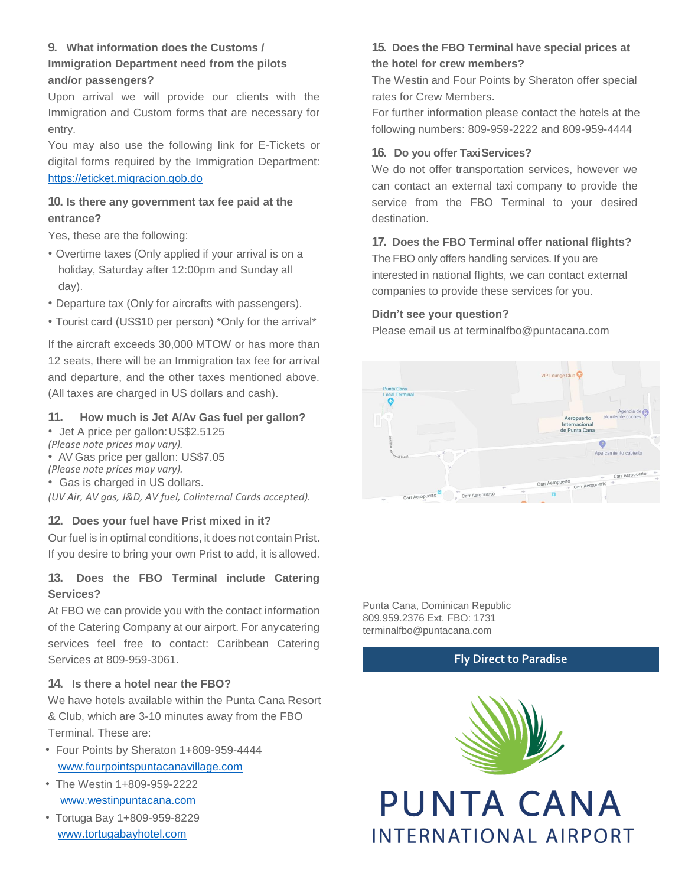**9. What information does the Customs / Immigration Department need from the pilots and/or passengers?**

Upon arrival we will provide our clients with the Immigration and Custom forms that are necessary for entry.

You may also use the following link for E-Tickets or digital forms required by the Immigration Department: https://eticket.migracion.gob.do

**10. Is there any government tax fee paid at the entrance?**

Yes, these are the following:

- Overtime taxes (Only applied if your arrival is on a holiday, Saturday after 12:00pm and Sunday all day).
- Departure tax (Only for aircrafts with passengers).
- Tourist card (US$10 per person) *Only for the arrival*

If the aircraft exceeds 30,000 MTOW or has more than 12 seats, there will be an Immigration tax fee for arrival and departure, and the other taxes mentioned above. (All taxes are charged in US dollars and cash).

**11. How much is Jet A/Av Gas fuel per gallon?**

- Jet A price per gallon: US$2.5125
*(Please note prices may vary).*
- AV Gas price per gallon: US$7.05
*(Please note prices may vary).*
- Gas is charged in US dollars.
*(UV Air, AV gas, J&D, AV fuel, Colinternal Cards accepted).*

**12. Does your fuel have Prist mixed in it?**

Our fuel is in optimal conditions, it does not contain Prist. If you desire to bring your own Prist to add, it is allowed.

**13. Does the FBO Terminal include Catering Services?**

At FBO we can provide you with the contact information of the Catering Company at our airport. For any catering services feel free to contact: Caribbean Catering Services at 809-959-3061.

**14. Is there a hotel near the FBO?**

We have hotels available within the Punta Cana Resort & Club, which are 3-10 minutes away from the FBO Terminal. These are:

- Four Points by Sheraton 1+809-959-4444
www.fourpointspuntacanavillage.com
- The Westin 1+809-959-2222
www.westinpuntacana.com
- Tortuga Bay 1+809-959-8229
www.tortugabayhotel.com

**15. Does the FBO Terminal have special prices at the hotel for crew members?**

The Westin and Four Points by Sheraton offer special rates for Crew Members.

For further information please contact the hotels at the following numbers: 809-959-2222 and 809-959-4444

**16. Do you offer Taxi Services?**

We do not offer transportation services, however we can contact an external taxi company to provide the service from the FBO Terminal to your desired destination.

**17. Does the FBO Terminal offer national flights?**

The FBO only offers handling services. If you are interested in national flights, we can contact external companies to provide these services for you.

**Didn't see your question?**

Please email us at terminalfbo@puntacana.com

Punta Cana Local Terminal
VIP Lounge Club
Aeropuerto Internacional de Punta Cana
Agencia de alquiler de coches
Aparcamiento cubierto
Carr Aeropuerto

Punta Cana, Dominican Republic
809.959.2376 Ext. FBO: 1731
terminalfbo@puntacana.com

**Fly Direct to Paradise**

PUNTA CANA
INTERNATIONAL AIRPORT